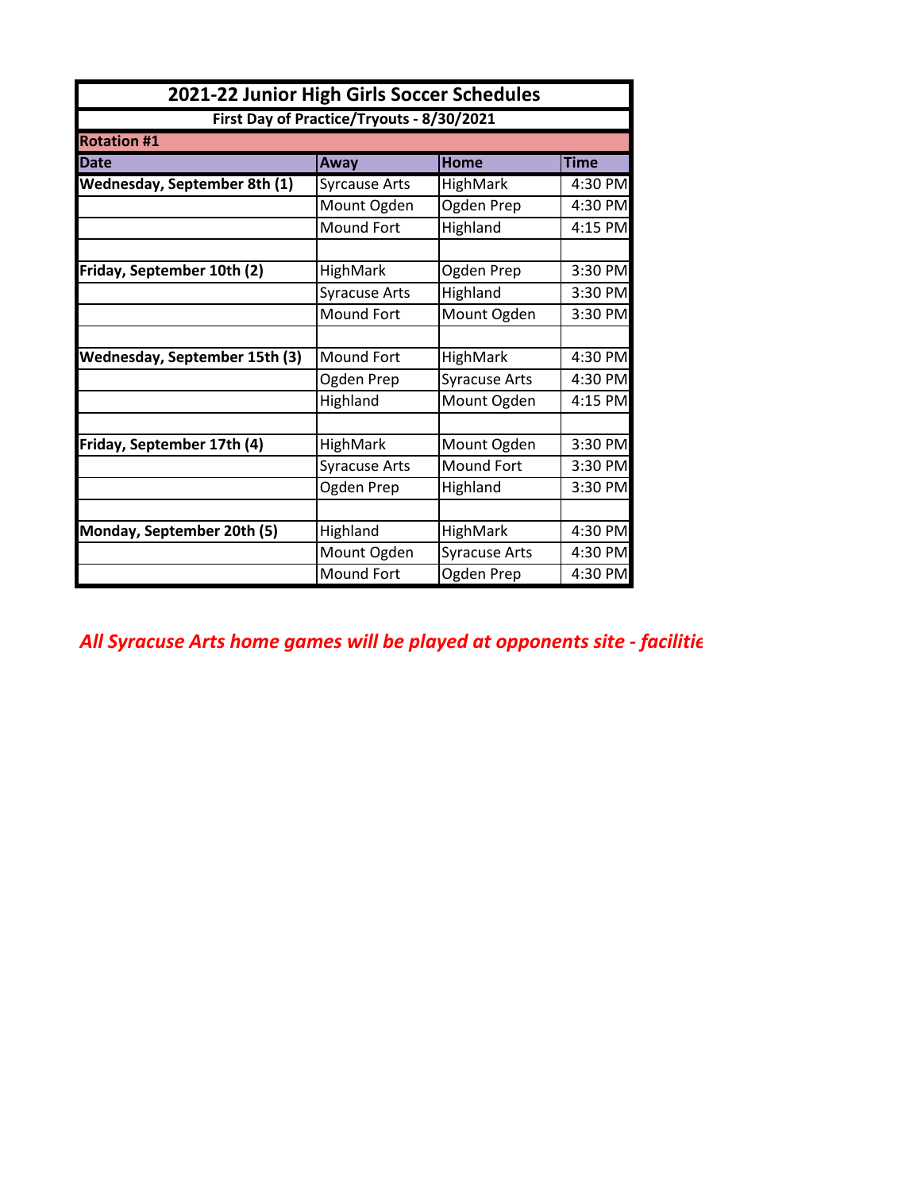# 2021-22 Junior High Girls Soccer Schedules

**First Day of Practice/Tryouts - 8/30/2021**

**Rotation #1**

| Date | Away | Home | Time |
|---|---|---|---|
| **Wednesday, September 8th (1)** | Syrcause Arts | HighMark | 4:30 PM |
| | Mount Ogden | Ogden Prep | 4:30 PM |
| | Mound Fort | Highland | 4:15 PM |
| | | | |
| **Friday, September 10th (2)** | HighMark | Ogden Prep | 3:30 PM |
| | Syracuse Arts | Highland | 3:30 PM |
| | Mound Fort | Mount Ogden | 3:30 PM |
| | | | |
| **Wednesday, September 15th (3)** | Mound Fort | HighMark | 4:30 PM |
| | Ogden Prep | Syracuse Arts | 4:30 PM |
| | Highland | Mount Ogden | 4:15 PM |
| | | | |
| **Friday, September 17th (4)** | HighMark | Mount Ogden | 3:30 PM |
| | Syracuse Arts | Mound Fort | 3:30 PM |
| | Ogden Prep | Highland | 3:30 PM |
| | | | |
| **Monday, September 20th (5)** | Highland | HighMark | 4:30 PM |
| | Mount Ogden | Syracuse Arts | 4:30 PM |
| | Mound Fort | Ogden Prep | 4:30 PM |

***All Syracuse Arts home games will be played at opponents site - facilitie***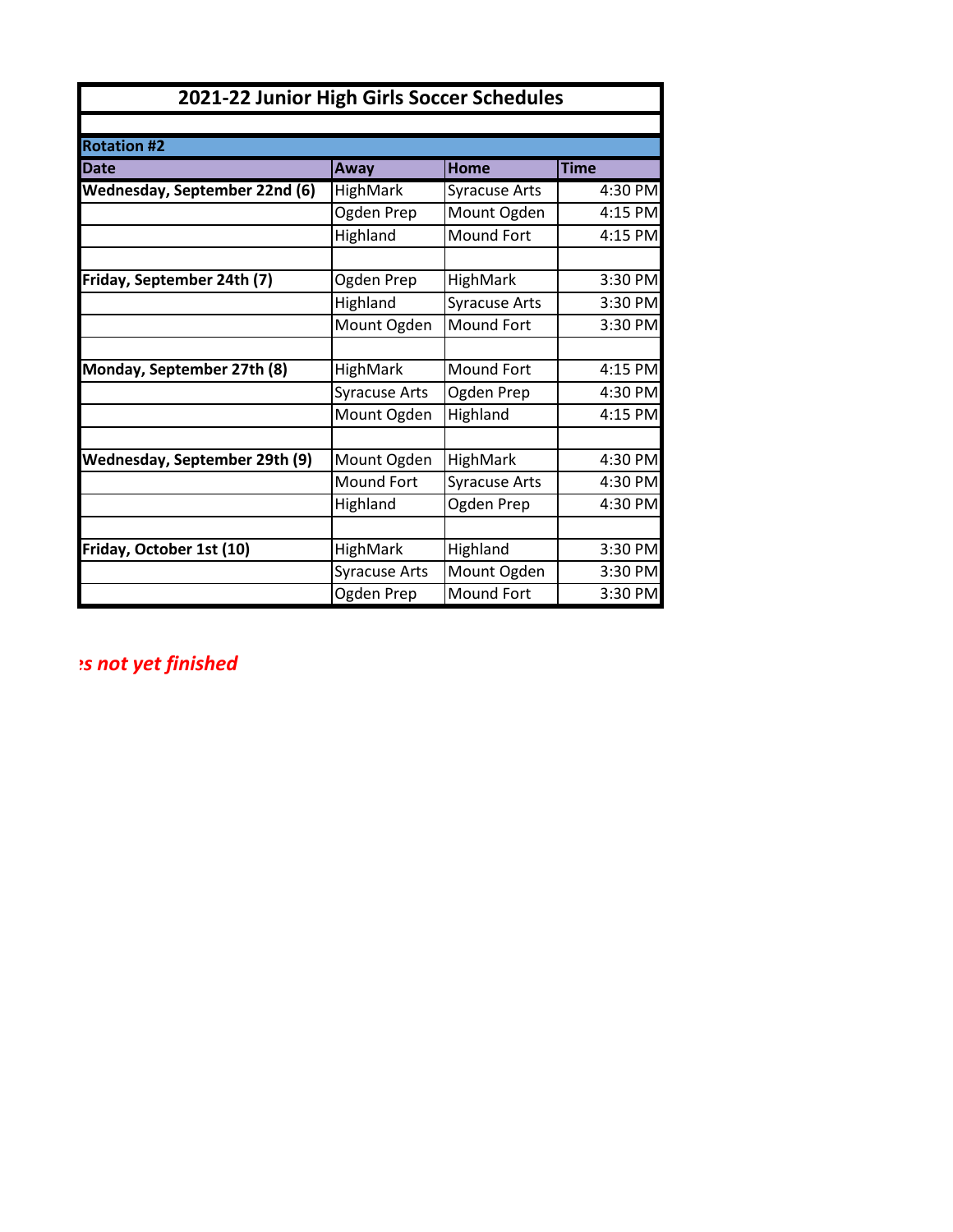# 2021-22 Junior High Girls Soccer Schedules

**Rotation #2**

| Date | Away | Home | Time |
|---|---|---|---|
| **Wednesday, September 22nd (6)** | HighMark | Syracuse Arts | 4:30 PM |
| | Ogden Prep | Mount Ogden | 4:15 PM |
| | Highland | Mound Fort | 4:15 PM |
| | | | |
| **Friday, September 24th (7)** | Ogden Prep | HighMark | 3:30 PM |
| | Highland | Syracuse Arts | 3:30 PM |
| | Mount Ogden | Mound Fort | 3:30 PM |
| | | | |
| **Monday, September 27th (8)** | HighMark | Mound Fort | 4:15 PM |
| | Syracuse Arts | Ogden Prep | 4:30 PM |
| | Mount Ogden | Highland | 4:15 PM |
| | | | |
| **Wednesday, September 29th (9)** | Mount Ogden | HighMark | 4:30 PM |
| | Mound Fort | Syracuse Arts | 4:30 PM |
| | Highland | Ogden Prep | 4:30 PM |
| | | | |
| **Friday, October 1st (10)** | HighMark | Highland | 3:30 PM |
| | Syracuse Arts | Mount Ogden | 3:30 PM |
| | Ogden Prep | Mound Fort | 3:30 PM |

***s not yet finished***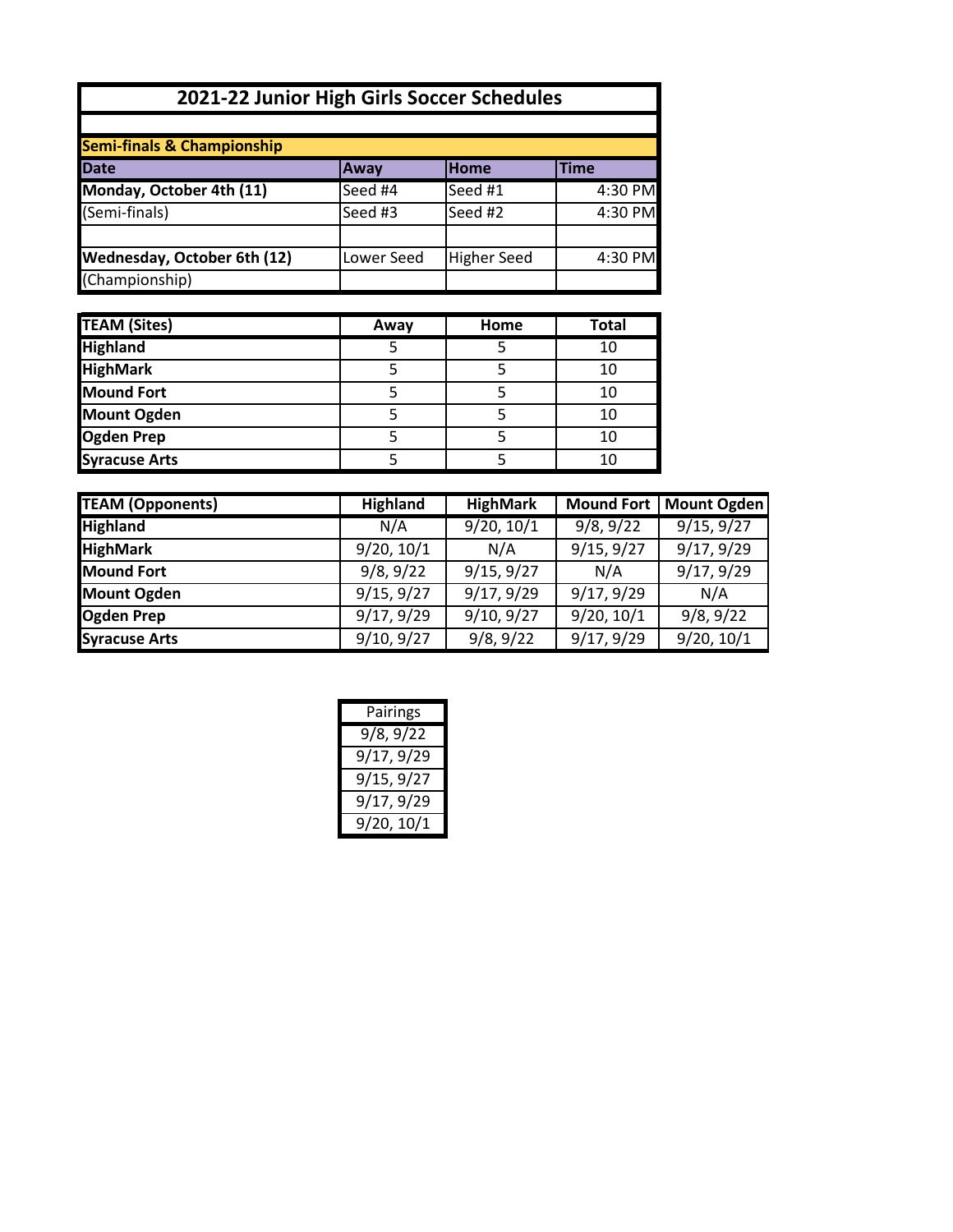# 2021-22 Junior High Girls Soccer Schedules

| Semi-finals & Championship | | | |
|---|---|---|---|
| **Date** | **Away** | **Home** | **Time** |
| **Monday, October 4th (11)** | Seed #4 | Seed #1 | 4:30 PM |
| (Semi-finals) | Seed #3 | Seed #2 | 4:30 PM |
| | | | |
| **Wednesday, October 6th (12)** | Lower Seed | Higher Seed | 4:30 PM |
| (Championship) | | | |

| TEAM (Sites) | Away | Home | Total |
|---|---|---|---|
| **Highland** | 5 | 5 | 10 |
| **HighMark** | 5 | 5 | 10 |
| **Mound Fort** | 5 | 5 | 10 |
| **Mount Ogden** | 5 | 5 | 10 |
| **Ogden Prep** | 5 | 5 | 10 |
| **Syracuse Arts** | 5 | 5 | 10 |

| TEAM (Opponents) | Highland | HighMark | Mound Fort | Mount Ogden |
|---|---|---|---|---|
| **Highland** | N/A | 9/20, 10/1 | 9/8, 9/22 | 9/15, 9/27 |
| **HighMark** | 9/20, 10/1 | N/A | 9/15, 9/27 | 9/17, 9/29 |
| **Mound Fort** | 9/8, 9/22 | 9/15, 9/27 | N/A | 9/17, 9/29 |
| **Mount Ogden** | 9/15, 9/27 | 9/17, 9/29 | 9/17, 9/29 | N/A |
| **Ogden Prep** | 9/17, 9/29 | 9/10, 9/27 | 9/20, 10/1 | 9/8, 9/22 |
| **Syracuse Arts** | 9/10, 9/27 | 9/8, 9/22 | 9/17, 9/29 | 9/20, 10/1 |

| Pairings |
|---|
| 9/8, 9/22 |
| 9/17, 9/29 |
| 9/15, 9/27 |
| 9/17, 9/29 |
| 9/20, 10/1 |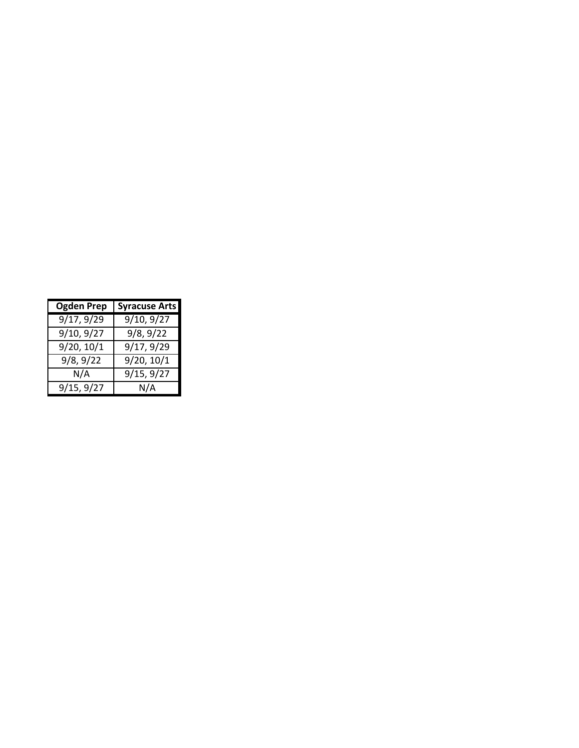| Ogden Prep | Syracuse Arts |
|---|---|
| 9/17, 9/29 | 9/10, 9/27 |
| 9/10, 9/27 | 9/8, 9/22 |
| 9/20, 10/1 | 9/17, 9/29 |
| 9/8, 9/22 | 9/20, 10/1 |
| N/A | 9/15, 9/27 |
| 9/15, 9/27 | N/A |